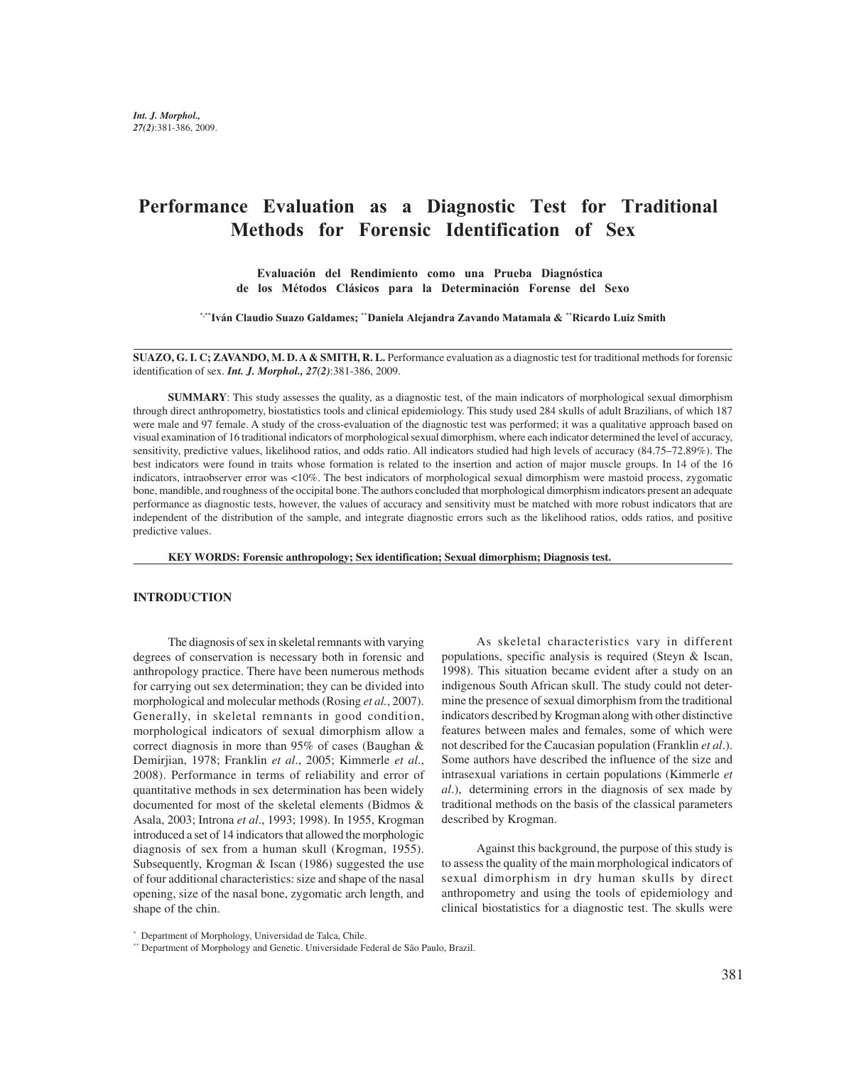# Performance Evaluation as a Diagnostic Test for Traditional Methods for Forensic Identification of Sex

**Evaluación del Rendimiento como una Prueba Diagnóstica de los Métodos Clásicos para la Determinación Forense del Sexo**

[*,**]**Iván Claudio Suazo Galdames;** [**]**Daniela Alejandra Zavando Matamala &** [**]**Ricardo Luiz Smith**

**SUAZO, G. I. C; ZAVANDO, M. D. A & SMITH, R. L.** Performance evaluation as a diagnostic test for traditional methods for forensic identification of sex. ***Int. J. Morphol., 27(2)***:381-386, 2009.

**SUMMARY**: This study assesses the quality, as a diagnostic test, of the main indicators of morphological sexual dimorphism through direct anthropometry, biostatistics tools and clinical epidemiology. This study used 284 skulls of adult Brazilians, of which 187 were male and 97 female. A study of the cross-evaluation of the diagnostic test was performed; it was a qualitative approach based on visual examination of 16 traditional indicators of morphological sexual dimorphism, where each indicator determined the level of accuracy, sensitivity, predictive values, likelihood ratios, and odds ratio. All indicators studied had high levels of accuracy (84.75–72.89%). The best indicators were found in traits whose formation is related to the insertion and action of major muscle groups. In 14 of the 16 indicators, intraobserver error was <10%. The best indicators of morphological sexual dimorphism were mastoid process, zygomatic bone, mandible, and roughness of the occipital bone. The authors concluded that morphological dimorphism indicators present an adequate performance as diagnostic tests, however, the values of accuracy and sensitivity must be matched with more robust indicators that are independent of the distribution of the sample, and integrate diagnostic errors such as the likelihood ratios, odds ratios, and positive predictive values.

**KEY WORDS: Forensic anthropology; Sex identification; Sexual dimorphism; Diagnosis test.**

## INTRODUCTION

The diagnosis of sex in skeletal remnants with varying degrees of conservation is necessary both in forensic and anthropology practice. There have been numerous methods for carrying out sex determination; they can be divided into morphological and molecular methods (Rosing *et al.*, 2007). Generally, in skeletal remnants in good condition, morphological indicators of sexual dimorphism allow a correct diagnosis in more than 95% of cases (Baughan & Demirjian, 1978; Franklin *et al*., 2005; Kimmerle *et al*., 2008). Performance in terms of reliability and error of quantitative methods in sex determination has been widely documented for most of the skeletal elements (Bidmos & Asala, 2003; Introna *et al*., 1993; 1998). In 1955, Krogman introduced a set of 14 indicators that allowed the morphologic diagnosis of sex from a human skull (Krogman, 1955). Subsequently, Krogman & Iscan (1986) suggested the use of four additional characteristics: size and shape of the nasal opening, size of the nasal bone, zygomatic arch length, and shape of the chin.

As skeletal characteristics vary in different populations, specific analysis is required (Steyn & Iscan, 1998). This situation became evident after a study on an indigenous South African skull. The study could not determine the presence of sexual dimorphism from the traditional indicators described by Krogman along with other distinctive features between males and females, some of which were not described for the Caucasian population (Franklin *et al*.). Some authors have described the influence of the size and intrasexual variations in certain populations (Kimmerle *et al*.), determining errors in the diagnosis of sex made by traditional methods on the basis of the classical parameters described by Krogman.

Against this background, the purpose of this study is to assess the quality of the main morphological indicators of sexual dimorphism in dry human skulls by direct anthropometry and using the tools of epidemiology and clinical biostatistics for a diagnostic test. The skulls were

[*] Department of Morphology, Universidad de Talca, Chile.
[**] Department of Morphology and Genetic. Universidade Federal de São Paulo, Brazil.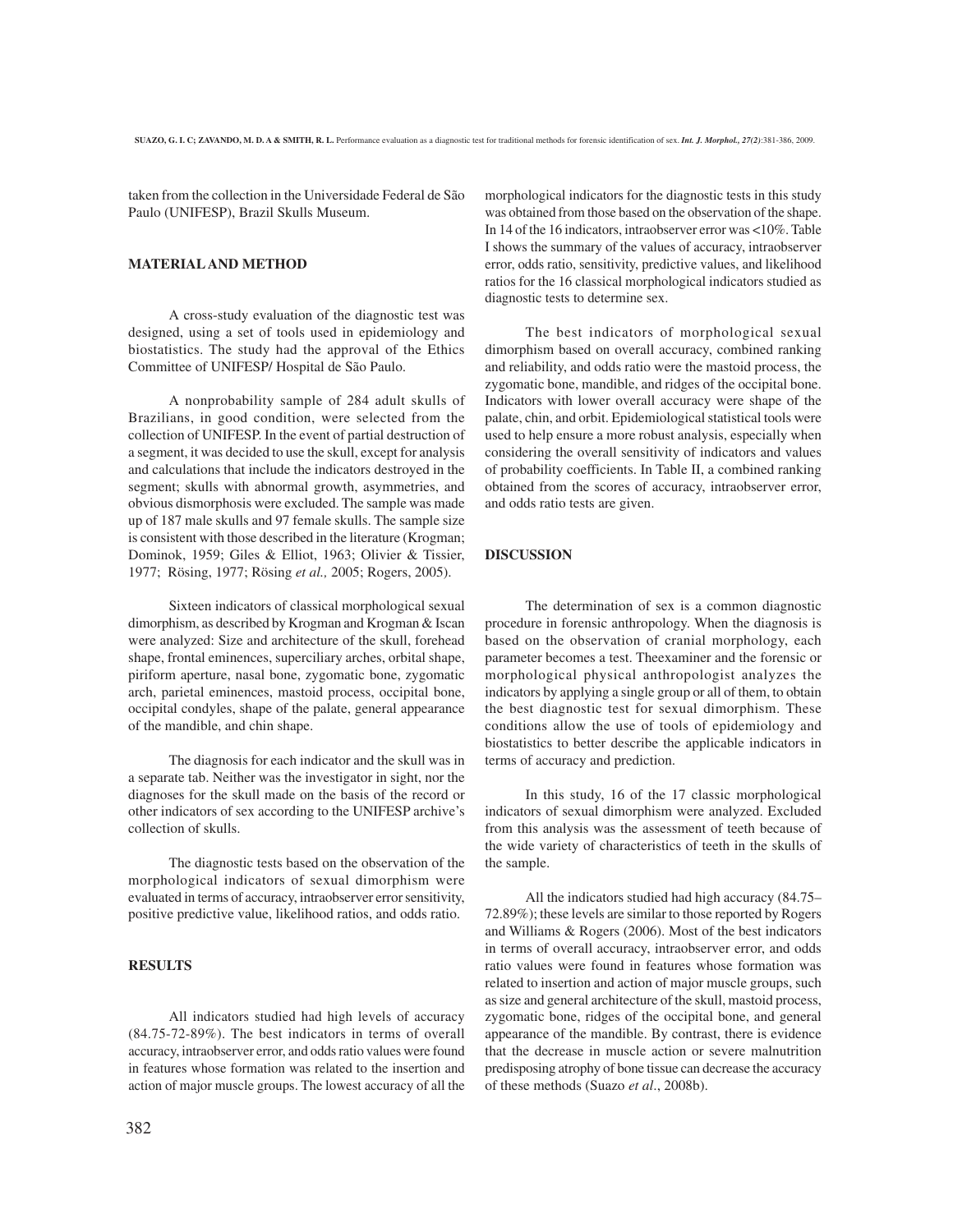taken from the collection in the Universidade Federal de São Paulo (UNIFESP), Brazil Skulls Museum.

## MATERIAL AND METHOD

A cross-study evaluation of the diagnostic test was designed, using a set of tools used in epidemiology and biostatistics. The study had the approval of the Ethics Committee of UNIFESP/ Hospital de São Paulo.

A nonprobability sample of 284 adult skulls of Brazilians, in good condition, were selected from the collection of UNIFESP. In the event of partial destruction of a segment, it was decided to use the skull, except for analysis and calculations that include the indicators destroyed in the segment; skulls with abnormal growth, asymmetries, and obvious dismorphosis were excluded. The sample was made up of 187 male skulls and 97 female skulls. The sample size is consistent with those described in the literature (Krogman; Dominok, 1959; Giles & Elliot, 1963; Olivier & Tissier, 1977; Rösing, 1977; Rösing *et al.,* 2005; Rogers, 2005).

Sixteen indicators of classical morphological sexual dimorphism, as described by Krogman and Krogman & Iscan were analyzed: Size and architecture of the skull, forehead shape, frontal eminences, superciliary arches, orbital shape, piriform aperture, nasal bone, zygomatic bone, zygomatic arch, parietal eminences, mastoid process, occipital bone, occipital condyles, shape of the palate, general appearance of the mandible, and chin shape.

The diagnosis for each indicator and the skull was in a separate tab. Neither was the investigator in sight, nor the diagnoses for the skull made on the basis of the record or other indicators of sex according to the UNIFESP archive's collection of skulls.

The diagnostic tests based on the observation of the morphological indicators of sexual dimorphism were evaluated in terms of accuracy, intraobserver error sensitivity, positive predictive value, likelihood ratios, and odds ratio.

## RESULTS

All indicators studied had high levels of accuracy (84.75-72-89%). The best indicators in terms of overall accuracy, intraobserver error, and odds ratio values were found in features whose formation was related to the insertion and action of major muscle groups. The lowest accuracy of all the morphological indicators for the diagnostic tests in this study was obtained from those based on the observation of the shape. In 14 of the 16 indicators, intraobserver error was <10%. Table I shows the summary of the values of accuracy, intraobserver error, odds ratio, sensitivity, predictive values, and likelihood ratios for the 16 classical morphological indicators studied as diagnostic tests to determine sex.

The best indicators of morphological sexual dimorphism based on overall accuracy, combined ranking and reliability, and odds ratio were the mastoid process, the zygomatic bone, mandible, and ridges of the occipital bone. Indicators with lower overall accuracy were shape of the palate, chin, and orbit. Epidemiological statistical tools were used to help ensure a more robust analysis, especially when considering the overall sensitivity of indicators and values of probability coefficients. In Table II, a combined ranking obtained from the scores of accuracy, intraobserver error, and odds ratio tests are given.

## DISCUSSION

The determination of sex is a common diagnostic procedure in forensic anthropology. When the diagnosis is based on the observation of cranial morphology, each parameter becomes a test. Theexaminer and the forensic or morphological physical anthropologist analyzes the indicators by applying a single group or all of them, to obtain the best diagnostic test for sexual dimorphism. These conditions allow the use of tools of epidemiology and biostatistics to better describe the applicable indicators in terms of accuracy and prediction.

In this study, 16 of the 17 classic morphological indicators of sexual dimorphism were analyzed. Excluded from this analysis was the assessment of teeth because of the wide variety of characteristics of teeth in the skulls of the sample.

All the indicators studied had high accuracy (84.75–72.89%); these levels are similar to those reported by Rogers and Williams & Rogers (2006). Most of the best indicators in terms of overall accuracy, intraobserver error, and odds ratio values were found in features whose formation was related to insertion and action of major muscle groups, such as size and general architecture of the skull, mastoid process, zygomatic bone, ridges of the occipital bone, and general appearance of the mandible. By contrast, there is evidence that the decrease in muscle action or severe malnutrition predisposing atrophy of bone tissue can decrease the accuracy of these methods (Suazo *et al*., 2008b).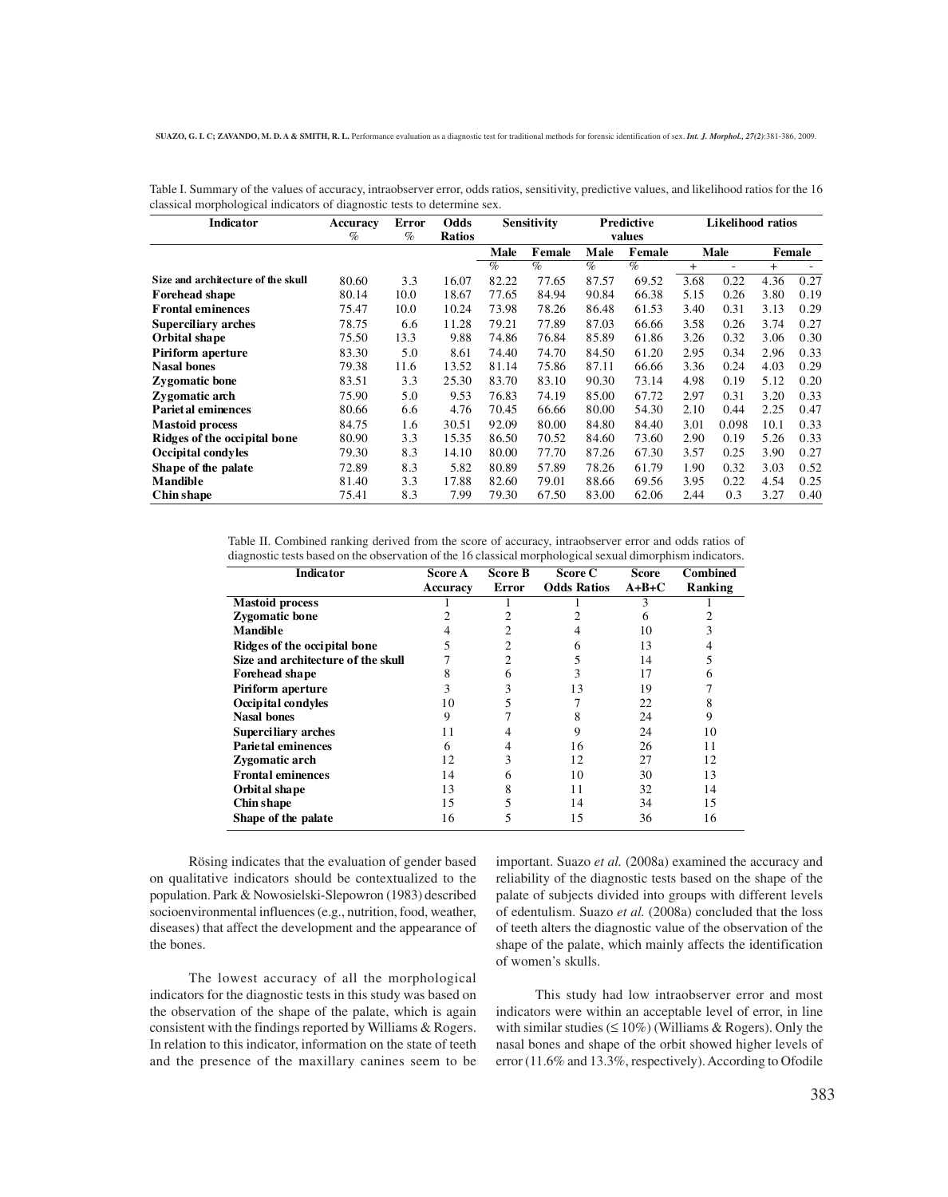Table I. Summary of the values of accuracy, intraobserver error, odds ratios, sensitivity, predictive values, and likelihood ratios for the 16 classical morphological indicators of diagnostic tests to determine sex.

| Indicator | Accuracy | Error | Odds Ratios | Sensitivity | | Predictive values | | Likelihood ratios | | | |
|---|---|---|---|---|---|---|---|---|---|---|---|
| | | | | Male | Female | Male | Female | Male | | Female | |
| | % | % | | % | % | % | % | + | - | + | - |
| **Size and architecture of the skull** | 80.60 | 3.3 | 16.07 | 82.22 | 77.65 | 87.57 | 69.52 | 3.68 | 0.22 | 4.36 | 0.27 |
| **Forehead shape** | 80.14 | 10.0 | 18.67 | 77.65 | 84.94 | 90.84 | 66.38 | 5.15 | 0.26 | 3.80 | 0.19 |
| **Frontal eminences** | 75.47 | 10.0 | 10.24 | 73.98 | 78.26 | 86.48 | 61.53 | 3.40 | 0.31 | 3.13 | 0.29 |
| **Superciliary arches** | 78.75 | 6.6 | 11.28 | 79.21 | 77.89 | 87.03 | 66.66 | 3.58 | 0.26 | 3.74 | 0.27 |
| **Orbital shape** | 75.50 | 13.3 | 9.88 | 74.86 | 76.84 | 85.89 | 61.86 | 3.26 | 0.32 | 3.06 | 0.30 |
| **Piriform aperture** | 83.30 | 5.0 | 8.61 | 74.40 | 74.70 | 84.50 | 61.20 | 2.95 | 0.34 | 2.96 | 0.33 |
| **Nasal bones** | 79.38 | 11.6 | 13.52 | 81.14 | 75.86 | 87.11 | 66.66 | 3.36 | 0.24 | 4.03 | 0.29 |
| **Zygomatic bone** | 83.51 | 3.3 | 25.30 | 83.70 | 83.10 | 90.30 | 73.14 | 4.98 | 0.19 | 5.12 | 0.20 |
| **Zygomatic arch** | 75.90 | 5.0 | 9.53 | 76.83 | 74.19 | 85.00 | 67.72 | 2.97 | 0.31 | 3.20 | 0.33 |
| **Parietal eminences** | 80.66 | 6.6 | 4.76 | 70.45 | 66.66 | 80.00 | 54.30 | 2.10 | 0.44 | 2.25 | 0.47 |
| **Mastoid process** | 84.75 | 1.6 | 30.51 | 92.09 | 80.00 | 84.80 | 84.40 | 3.01 | 0.098 | 10.1 | 0.33 |
| **Ridges of the occipital bone** | 80.90 | 3.3 | 15.35 | 86.50 | 70.52 | 84.60 | 73.60 | 2.90 | 0.19 | 5.26 | 0.33 |
| **Occipital condyles** | 79.30 | 8.3 | 14.10 | 80.00 | 77.70 | 87.26 | 67.30 | 3.57 | 0.25 | 3.90 | 0.27 |
| **Shape of the palate** | 72.89 | 8.3 | 5.82 | 80.89 | 57.89 | 78.26 | 61.79 | 1.90 | 0.32 | 3.03 | 0.52 |
| **Mandible** | 81.40 | 3.3 | 17.88 | 82.60 | 79.01 | 88.66 | 69.56 | 3.95 | 0.22 | 4.54 | 0.25 |
| **Chin shape** | 75.41 | 8.3 | 7.99 | 79.30 | 67.50 | 83.00 | 62.06 | 2.44 | 0.3 | 3.27 | 0.40 |

Table II. Combined ranking derived from the score of accuracy, intraobserver error and odds ratios of diagnostic tests based on the observation of the 16 classical morphological sexual dimorphism indicators.

| Indicator | Score A Accuracy | Score B Error | Score C Odds Ratios | Score A+B+C | Combined Ranking |
|---|---|---|---|---|---|
| **Mastoid process** | 1 | 1 | 1 | 3 | 1 |
| **Zygomatic bone** | 2 | 2 | 2 | 6 | 2 |
| **Mandible** | 4 | 2 | 4 | 10 | 3 |
| **Ridges of the occipital bone** | 5 | 2 | 6 | 13 | 4 |
| **Size and architecture of the skull** | 7 | 2 | 5 | 14 | 5 |
| **Forehead shape** | 8 | 6 | 3 | 17 | 6 |
| **Piriform aperture** | 3 | 3 | 13 | 19 | 7 |
| **Occipital condyles** | 10 | 5 | 7 | 22 | 8 |
| **Nasal bones** | 9 | 7 | 8 | 24 | 9 |
| **Superciliary arches** | 11 | 4 | 9 | 24 | 10 |
| **Parietal eminences** | 6 | 4 | 16 | 26 | 11 |
| **Zygomatic arch** | 12 | 3 | 12 | 27 | 12 |
| **Frontal eminences** | 14 | 6 | 10 | 30 | 13 |
| **Orbital shape** | 13 | 8 | 11 | 32 | 14 |
| **Chin shape** | 15 | 5 | 14 | 34 | 15 |
| **Shape of the palate** | 16 | 5 | 15 | 36 | 16 |

Rösing indicates that the evaluation of gender based on qualitative indicators should be contextualized to the population. Park & Nowosielski-Slepowron (1983) described socioenvironmental influences (e.g., nutrition, food, weather, diseases) that affect the development and the appearance of the bones.

The lowest accuracy of all the morphological indicators for the diagnostic tests in this study was based on the observation of the shape of the palate, which is again consistent with the findings reported by Williams & Rogers. In relation to this indicator, information on the state of teeth and the presence of the maxillary canines seem to be important. Suazo *et al.* (2008a) examined the accuracy and reliability of the diagnostic tests based on the shape of the palate of subjects divided into groups with different levels of edentulism. Suazo *et al.* (2008a) concluded that the loss of teeth alters the diagnostic value of the observation of the shape of the palate, which mainly affects the identification of women's skulls.

This study had low intraobserver error and most indicators were within an acceptable level of error, in line with similar studies (≤ 10%) (Williams & Rogers). Only the nasal bones and shape of the orbit showed higher levels of error (11.6% and 13.3%, respectively). According to Ofodile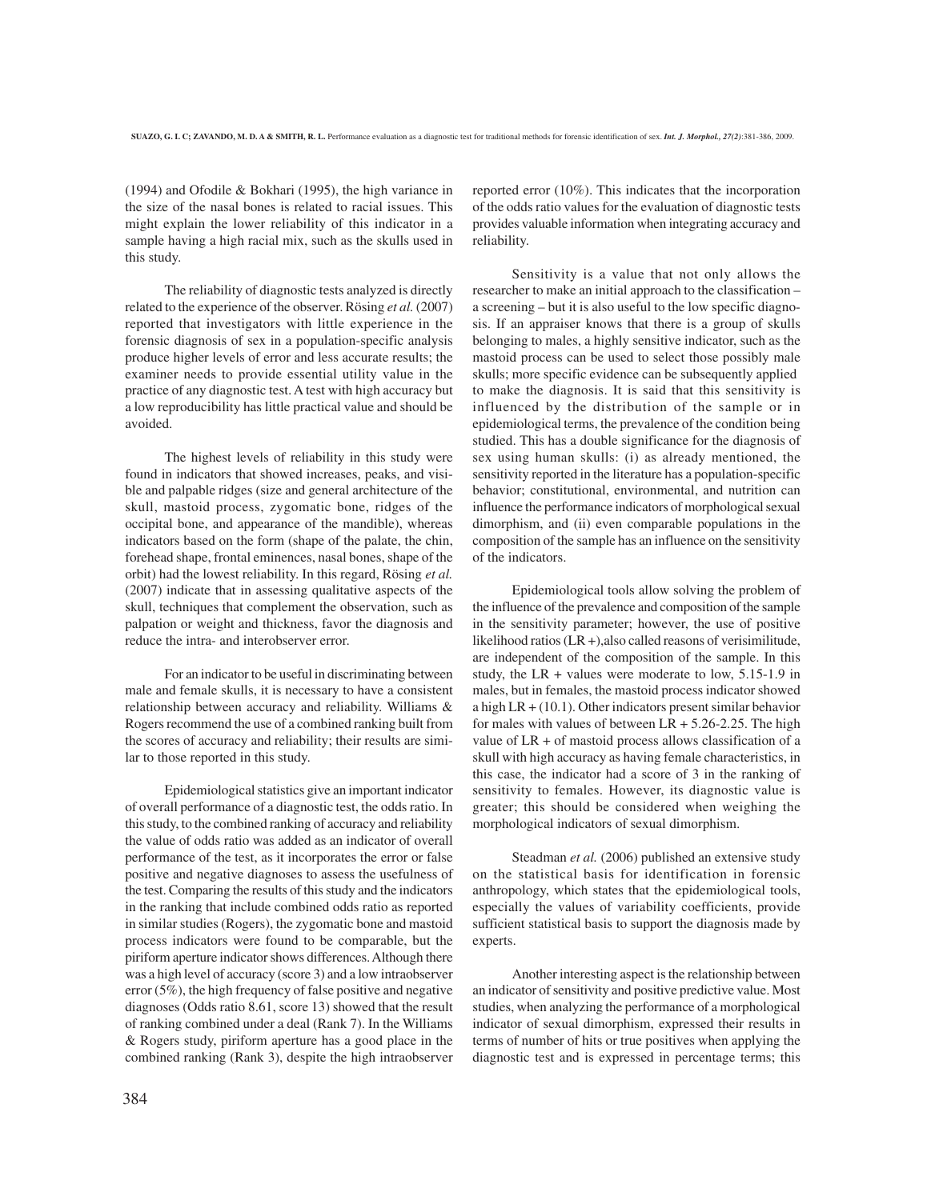(1994) and Ofodile & Bokhari (1995), the high variance in the size of the nasal bones is related to racial issues. This might explain the lower reliability of this indicator in a sample having a high racial mix, such as the skulls used in this study.

The reliability of diagnostic tests analyzed is directly related to the experience of the observer. Rösing *et al.* (2007) reported that investigators with little experience in the forensic diagnosis of sex in a population-specific analysis produce higher levels of error and less accurate results; the examiner needs to provide essential utility value in the practice of any diagnostic test. A test with high accuracy but a low reproducibility has little practical value and should be avoided.

The highest levels of reliability in this study were found in indicators that showed increases, peaks, and visible and palpable ridges (size and general architecture of the skull, mastoid process, zygomatic bone, ridges of the occipital bone, and appearance of the mandible), whereas indicators based on the form (shape of the palate, the chin, forehead shape, frontal eminences, nasal bones, shape of the orbit) had the lowest reliability. In this regard, Rösing *et al.* (2007) indicate that in assessing qualitative aspects of the skull, techniques that complement the observation, such as palpation or weight and thickness, favor the diagnosis and reduce the intra- and interobserver error.

For an indicator to be useful in discriminating between male and female skulls, it is necessary to have a consistent relationship between accuracy and reliability. Williams & Rogers recommend the use of a combined ranking built from the scores of accuracy and reliability; their results are similar to those reported in this study.

Epidemiological statistics give an important indicator of overall performance of a diagnostic test, the odds ratio. In this study, to the combined ranking of accuracy and reliability the value of odds ratio was added as an indicator of overall performance of the test, as it incorporates the error or false positive and negative diagnoses to assess the usefulness of the test. Comparing the results of this study and the indicators in the ranking that include combined odds ratio as reported in similar studies (Rogers), the zygomatic bone and mastoid process indicators were found to be comparable, but the piriform aperture indicator shows differences. Although there was a high level of accuracy (score 3) and a low intraobserver error (5%), the high frequency of false positive and negative diagnoses (Odds ratio 8.61, score 13) showed that the result of ranking combined under a deal (Rank 7). In the Williams & Rogers study, piriform aperture has a good place in the combined ranking (Rank 3), despite the high intraobserver reported error (10%). This indicates that the incorporation of the odds ratio values for the evaluation of diagnostic tests provides valuable information when integrating accuracy and reliability.

Sensitivity is a value that not only allows the researcher to make an initial approach to the classification – a screening – but it is also useful to the low specific diagnosis. If an appraiser knows that there is a group of skulls belonging to males, a highly sensitive indicator, such as the mastoid process can be used to select those possibly male skulls; more specific evidence can be subsequently applied to make the diagnosis. It is said that this sensitivity is influenced by the distribution of the sample or in epidemiological terms, the prevalence of the condition being studied. This has a double significance for the diagnosis of sex using human skulls: (i) as already mentioned, the sensitivity reported in the literature has a population-specific behavior; constitutional, environmental, and nutrition can influence the performance indicators of morphological sexual dimorphism, and (ii) even comparable populations in the composition of the sample has an influence on the sensitivity of the indicators.

Epidemiological tools allow solving the problem of the influence of the prevalence and composition of the sample in the sensitivity parameter; however, the use of positive likelihood ratios (LR +),also called reasons of verisimilitude, are independent of the composition of the sample. In this study, the LR + values were moderate to low, 5.15-1.9 in males, but in females, the mastoid process indicator showed a high LR + (10.1). Other indicators present similar behavior for males with values of between LR + 5.26-2.25. The high value of LR + of mastoid process allows classification of a skull with high accuracy as having female characteristics, in this case, the indicator had a score of 3 in the ranking of sensitivity to females. However, its diagnostic value is greater; this should be considered when weighing the morphological indicators of sexual dimorphism.

Steadman *et al.* (2006) published an extensive study on the statistical basis for identification in forensic anthropology, which states that the epidemiological tools, especially the values of variability coefficients, provide sufficient statistical basis to support the diagnosis made by experts.

Another interesting aspect is the relationship between an indicator of sensitivity and positive predictive value. Most studies, when analyzing the performance of a morphological indicator of sexual dimorphism, expressed their results in terms of number of hits or true positives when applying the diagnostic test and is expressed in percentage terms; this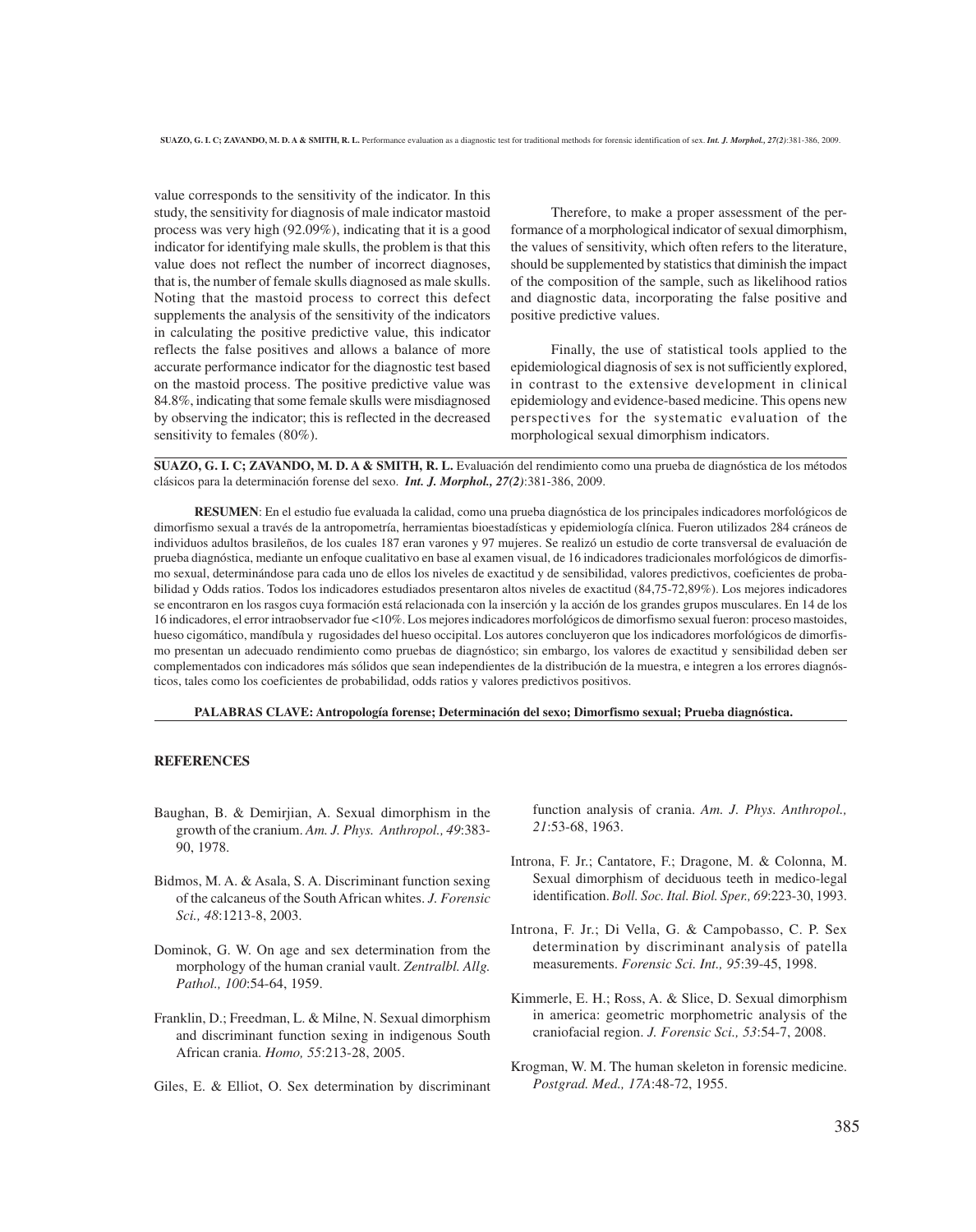value corresponds to the sensitivity of the indicator. In this study, the sensitivity for diagnosis of male indicator mastoid process was very high (92.09%), indicating that it is a good indicator for identifying male skulls, the problem is that this value does not reflect the number of incorrect diagnoses, that is, the number of female skulls diagnosed as male skulls. Noting that the mastoid process to correct this defect supplements the analysis of the sensitivity of the indicators in calculating the positive predictive value, this indicator reflects the false positives and allows a balance of more accurate performance indicator for the diagnostic test based on the mastoid process. The positive predictive value was 84.8%, indicating that some female skulls were misdiagnosed by observing the indicator; this is reflected in the decreased sensitivity to females (80%).

Therefore, to make a proper assessment of the performance of a morphological indicator of sexual dimorphism, the values of sensitivity, which often refers to the literature, should be supplemented by statistics that diminish the impact of the composition of the sample, such as likelihood ratios and diagnostic data, incorporating the false positive and positive predictive values.

Finally, the use of statistical tools applied to the epidemiological diagnosis of sex is not sufficiently explored, in contrast to the extensive development in clinical epidemiology and evidence-based medicine. This opens new perspectives for the systematic evaluation of the morphological sexual dimorphism indicators.

**SUAZO, G. I. C; ZAVANDO, M. D. A & SMITH, R. L.** Evaluación del rendimiento como una prueba de diagnóstica de los métodos clásicos para la determinación forense del sexo. ***Int. J. Morphol., 27(2)***:381-386, 2009.

**RESUMEN**: En el estudio fue evaluada la calidad, como una prueba diagnóstica de los principales indicadores morfológicos de dimorfismo sexual a través de la antropometría, herramientas bioestadísticas y epidemiología clínica. Fueron utilizados 284 cráneos de individuos adultos brasileños, de los cuales 187 eran varones y 97 mujeres. Se realizó un estudio de corte transversal de evaluación de prueba diagnóstica, mediante un enfoque cualitativo en base al examen visual, de 16 indicadores tradicionales morfológicos de dimorfismo sexual, determinándose para cada uno de ellos los niveles de exactitud y de sensibilidad, valores predictivos, coeficientes de probabilidad y Odds ratios. Todos los indicadores estudiados presentaron altos niveles de exactitud (84,75-72,89%). Los mejores indicadores se encontraron en los rasgos cuya formación está relacionada con la inserción y la acción de los grandes grupos musculares. En 14 de los 16 indicadores, el error intraobservador fue <10%. Los mejores indicadores morfológicos de dimorfismo sexual fueron: proceso mastoides, hueso cigomático, mandíbula y rugosidades del hueso occipital. Los autores concluyeron que los indicadores morfológicos de dimorfismo presentan un adecuado rendimiento como pruebas de diagnóstico; sin embargo, los valores de exactitud y sensibilidad deben ser complementados con indicadores más sólidos que sean independientes de la distribución de la muestra, e integren a los errores diagnósticos, tales como los coeficientes de probabilidad, odds ratios y valores predictivos positivos.

**PALABRAS CLAVE: Antropología forense; Determinación del sexo; Dimorfismo sexual; Prueba diagnóstica.**

## REFERENCES

Baughan, B. & Demirjian, A. Sexual dimorphism in the growth of the cranium. *Am. J. Phys. Anthropol., 49*:383-90, 1978.

Bidmos, M. A. & Asala, S. A. Discriminant function sexing of the calcaneus of the South African whites. *J. Forensic Sci., 48*:1213-8, 2003.

Dominok, G. W. On age and sex determination from the morphology of the human cranial vault. *Zentralbl. Allg. Pathol., 100*:54-64, 1959.

Franklin, D.; Freedman, L. & Milne, N. Sexual dimorphism and discriminant function sexing in indigenous South African crania. *Homo, 55*:213-28, 2005.

Giles, E. & Elliot, O. Sex determination by discriminant function analysis of crania. *Am. J. Phys. Anthropol., 21*:53-68, 1963.

Introna, F. Jr.; Cantatore, F.; Dragone, M. & Colonna, M. Sexual dimorphism of deciduous teeth in medico-legal identification. *Boll. Soc. Ital. Biol. Sper., 69*:223-30, 1993.

Introna, F. Jr.; Di Vella, G. & Campobasso, C. P. Sex determination by discriminant analysis of patella measurements. *Forensic Sci. Int., 95*:39-45, 1998.

Kimmerle, E. H.; Ross, A. & Slice, D. Sexual dimorphism in america: geometric morphometric analysis of the craniofacial region. *J. Forensic Sci., 53*:54-7, 2008.

Krogman, W. M. The human skeleton in forensic medicine. *Postgrad. Med., 17A*:48-72, 1955.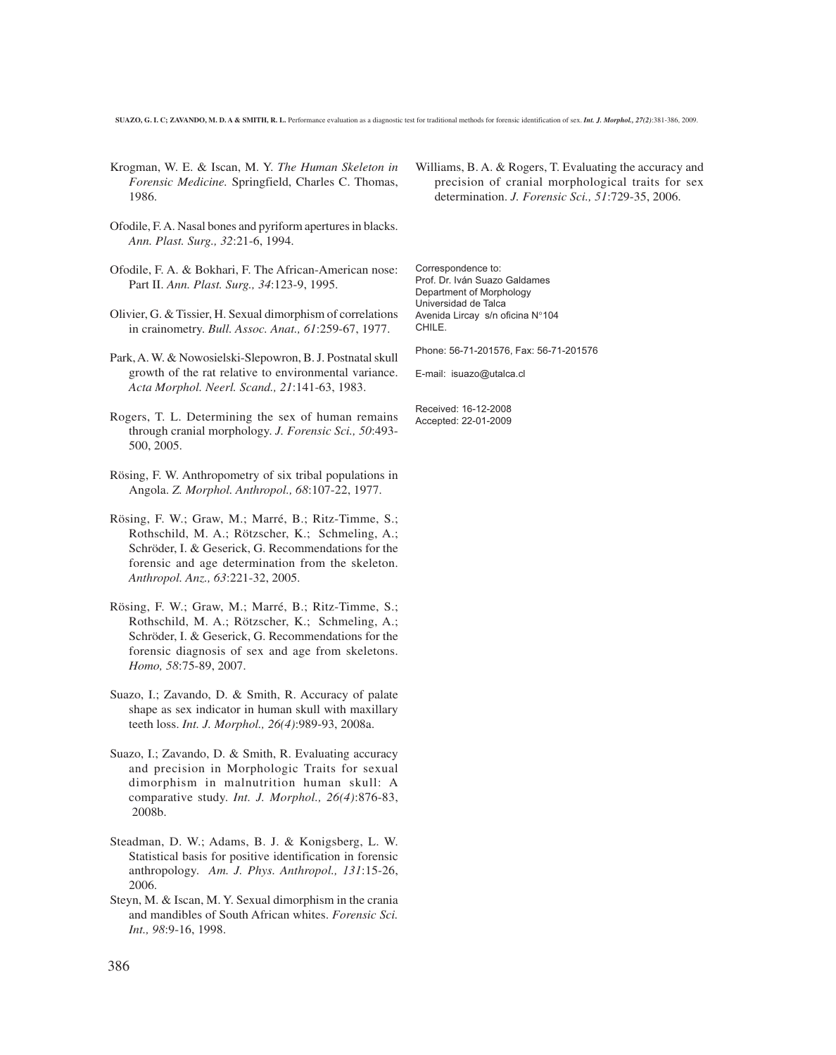Krogman, W. E. & Iscan, M. Y. *The Human Skeleton in Forensic Medicine.* Springfield, Charles C. Thomas, 1986.

Ofodile, F. A. Nasal bones and pyriform apertures in blacks. *Ann. Plast. Surg., 32*:21-6, 1994.

Ofodile, F. A. & Bokhari, F. The African-American nose: Part II. *Ann. Plast. Surg., 34*:123-9, 1995.

Olivier, G. & Tissier, H. Sexual dimorphism of correlations in crainometry. *Bull. Assoc. Anat., 61*:259-67, 1977.

Park, A. W. & Nowosielski-Slepowron, B. J. Postnatal skull growth of the rat relative to environmental variance. *Acta Morphol. Neerl. Scand., 21*:141-63, 1983.

Rogers, T. L. Determining the sex of human remains through cranial morphology. *J. Forensic Sci., 50*:493-500, 2005.

Rösing, F. W. Anthropometry of six tribal populations in Angola. *Z. Morphol. Anthropol., 68*:107-22, 1977.

Rösing, F. W.; Graw, M.; Marré, B.; Ritz-Timme, S.; Rothschild, M. A.; Rötzscher, K.; Schmeling, A.; Schröder, I. & Geserick, G. Recommendations for the forensic and age determination from the skeleton. *Anthropol. Anz., 63*:221-32, 2005.

Rösing, F. W.; Graw, M.; Marré, B.; Ritz-Timme, S.; Rothschild, M. A.; Rötzscher, K.; Schmeling, A.; Schröder, I. & Geserick, G. Recommendations for the forensic diagnosis of sex and age from skeletons. *Homo, 58*:75-89, 2007.

Suazo, I.; Zavando, D. & Smith, R. Accuracy of palate shape as sex indicator in human skull with maxillary teeth loss. *Int. J. Morphol., 26(4)*:989-93, 2008a.

Suazo, I.; Zavando, D. & Smith, R. Evaluating accuracy and precision in Morphologic Traits for sexual dimorphism in malnutrition human skull: A comparative study. *Int. J. Morphol., 26(4)*:876-83, 2008b.

Steadman, D. W.; Adams, B. J. & Konigsberg, L. W. Statistical basis for positive identification in forensic anthropology. *Am. J. Phys. Anthropol., 131*:15-26, 2006.

Steyn, M. & Iscan, M. Y. Sexual dimorphism in the crania and mandibles of South African whites. *Forensic Sci. Int., 98*:9-16, 1998.

Williams, B. A. & Rogers, T. Evaluating the accuracy and precision of cranial morphological traits for sex determination. *J. Forensic Sci., 51*:729-35, 2006.

Correspondence to:
Prof. Dr. Iván Suazo Galdames
Department of Morphology
Universidad de Talca
Avenida Lircay s/n oficina N°104
CHILE.

Phone: 56-71-201576, Fax: 56-71-201576

E-mail: isuazo@utalca.cl

Received: 16-12-2008
Accepted: 22-01-2009